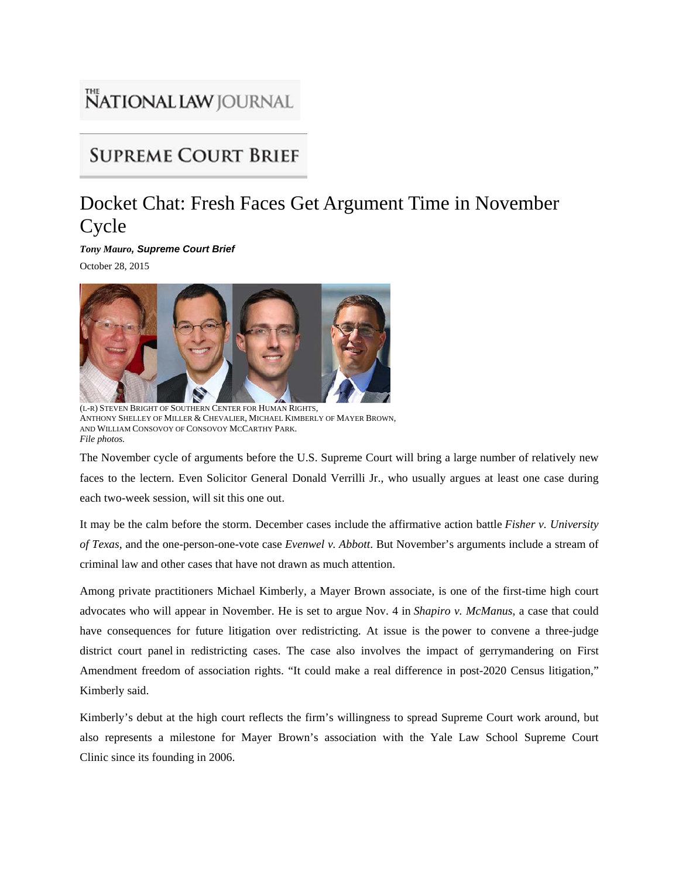THE NATIONAL LAW JOURNAL

SUPREME COURT BRIEF

# Docket Chat: Fresh Faces Get Argument Time in November Cycle

***Tony Mauro, Supreme Court Brief***

October 28, 2015

(L-R) STEVEN BRIGHT OF SOUTHERN CENTER FOR HUMAN RIGHTS, ANTHONY SHELLEY OF MILLER & CHEVALIER, MICHAEL KIMBERLY OF MAYER BROWN, AND WILLIAM CONSOVOY OF CONSOVOY MCCARTHY PARK.
*File photos.*

The November cycle of arguments before the U.S. Supreme Court will bring a large number of relatively new faces to the lectern. Even Solicitor General Donald Verrilli Jr., who usually argues at least one case during each two-week session, will sit this one out.

It may be the calm before the storm. December cases include the affirmative action battle *Fisher v. University of Texas*, and the one-person-one-vote case *Evenwel v. Abbott*. But November's arguments include a stream of criminal law and other cases that have not drawn as much attention.

Among private practitioners Michael Kimberly, a Mayer Brown associate, is one of the first-time high court advocates who will appear in November. He is set to argue Nov. 4 in *Shapiro v. McManus*, a case that could have consequences for future litigation over redistricting. At issue is the power to convene a three-judge district court panel in redistricting cases. The case also involves the impact of gerrymandering on First Amendment freedom of association rights. "It could make a real difference in post-2020 Census litigation," Kimberly said.

Kimberly's debut at the high court reflects the firm's willingness to spread Supreme Court work around, but also represents a milestone for Mayer Brown's association with the Yale Law School Supreme Court Clinic since its founding in 2006.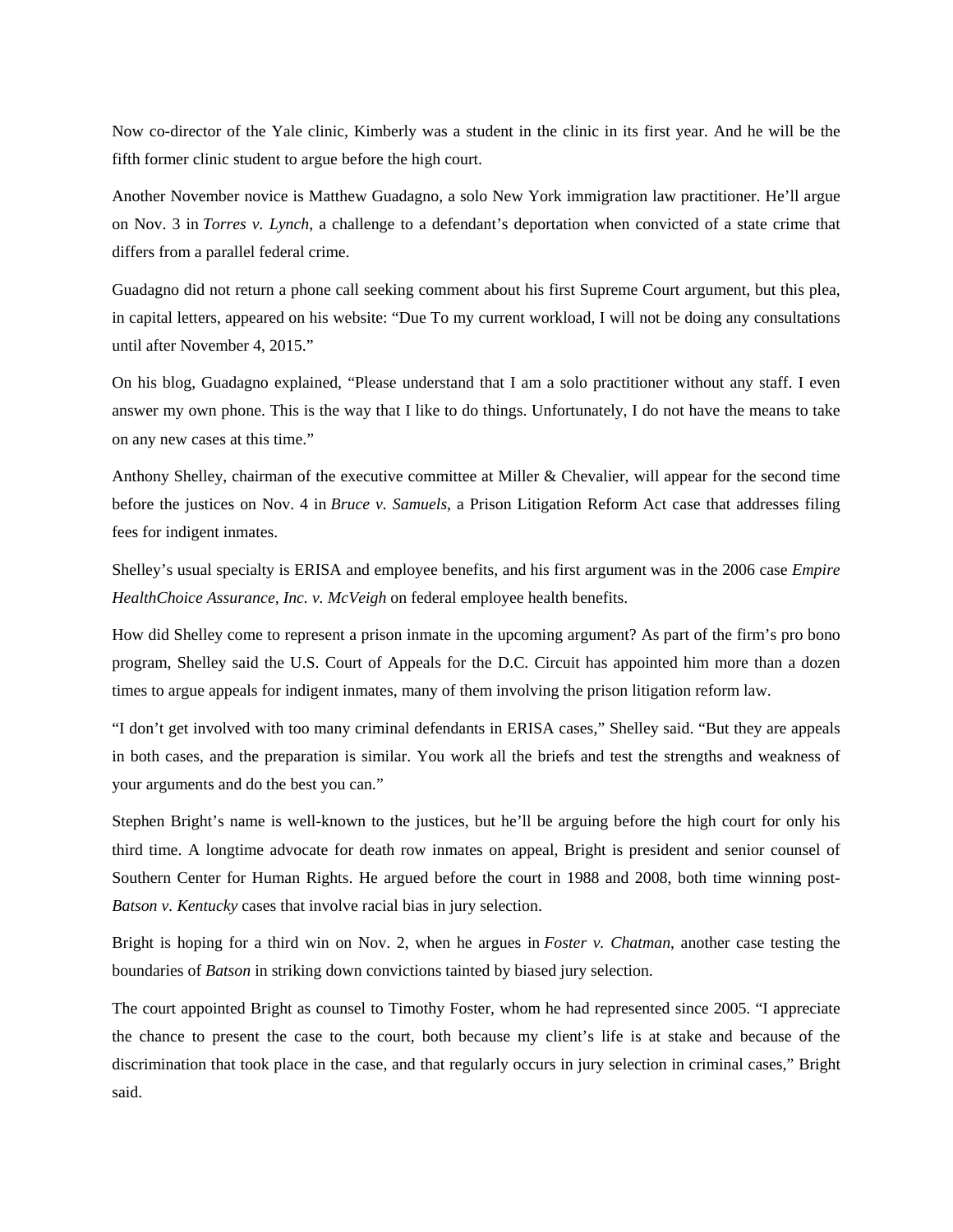Now co-director of the Yale clinic, Kimberly was a student in the clinic in its first year. And he will be the fifth former clinic student to argue before the high court.

Another November novice is Matthew Guadagno, a solo New York immigration law practitioner. He'll argue on Nov. 3 in *Torres v. Lynch*, a challenge to a defendant's deportation when convicted of a state crime that differs from a parallel federal crime.

Guadagno did not return a phone call seeking comment about his first Supreme Court argument, but this plea, in capital letters, appeared on his website: "Due To my current workload, I will not be doing any consultations until after November 4, 2015."

On his blog, Guadagno explained, "Please understand that I am a solo practitioner without any staff. I even answer my own phone. This is the way that I like to do things. Unfortunately, I do not have the means to take on any new cases at this time."

Anthony Shelley, chairman of the executive committee at Miller & Chevalier, will appear for the second time before the justices on Nov. 4 in *Bruce v. Samuels*, a Prison Litigation Reform Act case that addresses filing fees for indigent inmates.

Shelley's usual specialty is ERISA and employee benefits, and his first argument was in the 2006 case *Empire HealthChoice Assurance, Inc. v. McVeigh* on federal employee health benefits.

How did Shelley come to represent a prison inmate in the upcoming argument? As part of the firm's pro bono program, Shelley said the U.S. Court of Appeals for the D.C. Circuit has appointed him more than a dozen times to argue appeals for indigent inmates, many of them involving the prison litigation reform law.

"I don't get involved with too many criminal defendants in ERISA cases," Shelley said. "But they are appeals in both cases, and the preparation is similar. You work all the briefs and test the strengths and weakness of your arguments and do the best you can."

Stephen Bright's name is well-known to the justices, but he'll be arguing before the high court for only his third time. A longtime advocate for death row inmates on appeal, Bright is president and senior counsel of Southern Center for Human Rights. He argued before the court in 1988 and 2008, both time winning post-*Batson v. Kentucky* cases that involve racial bias in jury selection.

Bright is hoping for a third win on Nov. 2, when he argues in *Foster v. Chatman*, another case testing the boundaries of *Batson* in striking down convictions tainted by biased jury selection.

The court appointed Bright as counsel to Timothy Foster, whom he had represented since 2005. "I appreciate the chance to present the case to the court, both because my client's life is at stake and because of the discrimination that took place in the case, and that regularly occurs in jury selection in criminal cases," Bright said.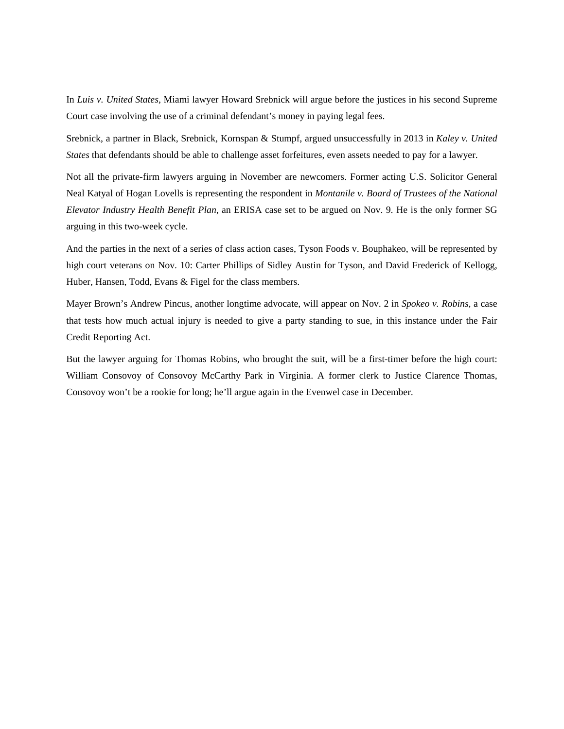In *Luis v. United States*, Miami lawyer Howard Srebnick will argue before the justices in his second Supreme Court case involving the use of a criminal defendant’s money in paying legal fees.

Srebnick, a partner in Black, Srebnick, Kornspan & Stumpf, argued unsuccessfully in 2013 in *Kaley v. United States* that defendants should be able to challenge asset forfeitures, even assets needed to pay for a lawyer.

Not all the private-firm lawyers arguing in November are newcomers. Former acting U.S. Solicitor General Neal Katyal of Hogan Lovells is representing the respondent in *Montanile v. Board of Trustees of the National Elevator Industry Health Benefit Plan*, an ERISA case set to be argued on Nov. 9. He is the only former SG arguing in this two-week cycle.

And the parties in the next of a series of class action cases, Tyson Foods v. Bouphakeo, will be represented by high court veterans on Nov. 10: Carter Phillips of Sidley Austin for Tyson, and David Frederick of Kellogg, Huber, Hansen, Todd, Evans & Figel for the class members.

Mayer Brown’s Andrew Pincus, another longtime advocate, will appear on Nov. 2 in *Spokeo v. Robins*, a case that tests how much actual injury is needed to give a party standing to sue, in this instance under the Fair Credit Reporting Act.

But the lawyer arguing for Thomas Robins, who brought the suit, will be a first-timer before the high court: William Consovoy of Consovoy McCarthy Park in Virginia. A former clerk to Justice Clarence Thomas, Consovoy won’t be a rookie for long; he’ll argue again in the Evenwel case in December.